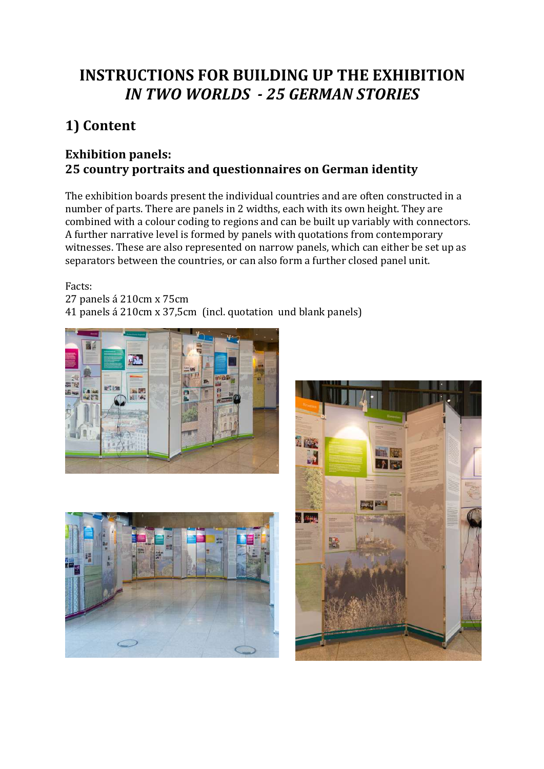# INSTRUCTIONS FOR BUILDING UP THE EXHIBITION *IN TWO WORLDS - 25 GERMAN STORIES*

## 1) Content

### Exhibition panels: 25 country portraits and questionnaires on German identity

The exhibition boards present the individual countries and are often constructed in a number of parts. There are panels in 2 widths, each with its own height. They are combined with a colour coding to regions and can be built up variably with connectors. A further narrative level is formed by panels with quotations from contemporary witnesses. These are also represented on narrow panels, which can either be set up as separators between the countries, or can also form a further closed panel unit.

Facts:
27 panels á 210cm x 75cm
41 panels á 210cm x 37,5cm (incl. quotation und blank panels)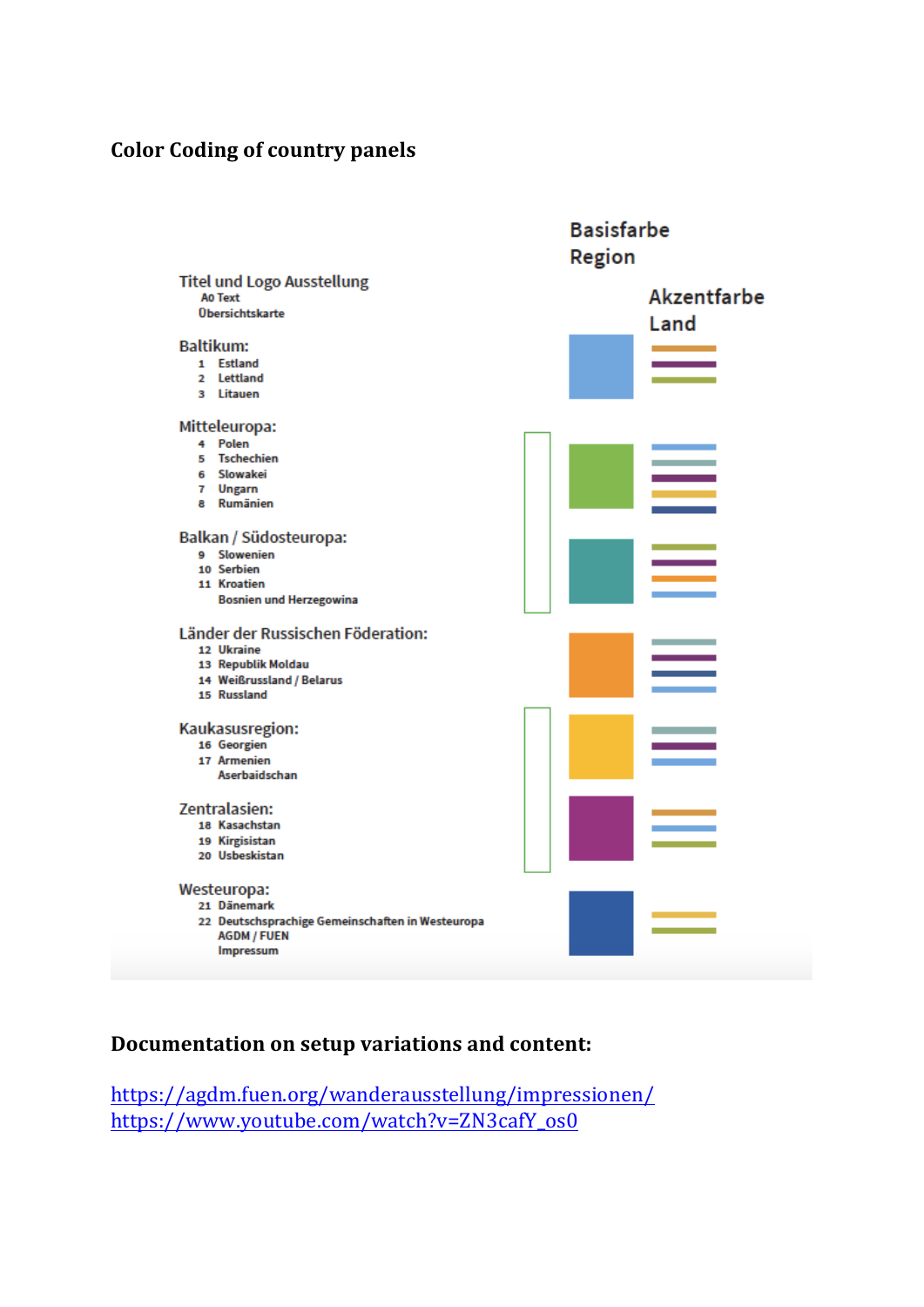## Color Coding of country panels

Basisfarbe Region

Akzentfarbe Land

Titel und Logo Ausstellung
A0 Text
Übersichtskarte

Baltikum:
1 Estland
2 Lettland
3 Litauen

Mitteleuropa:
4 Polen
5 Tschechien
6 Slowakei
7 Ungarn
8 Rumänien

Balkan / Südosteuropa:
9 Slowenien
10 Serbien
11 Kroatien
Bosnien und Herzegowina

Länder der Russischen Föderation:
12 Ukraine
13 Republik Moldau
14 Weißrussland / Belarus
15 Russland

Kaukasusregion:
16 Georgien
17 Armenien
Aserbaidschan

Zentralasien:
18 Kasachstan
19 Kirgisistan
20 Usbekistan

Westeuropa:
21 Dänemark
22 Deutschsprachige Gemeinschaften in Westeuropa
AGDM / FUEN
Impressum

## Documentation on setup variations and content:

https://agdm.fuen.org/wanderausstellung/impressionen/
https://www.youtube.com/watch?v=ZN3cafY_os0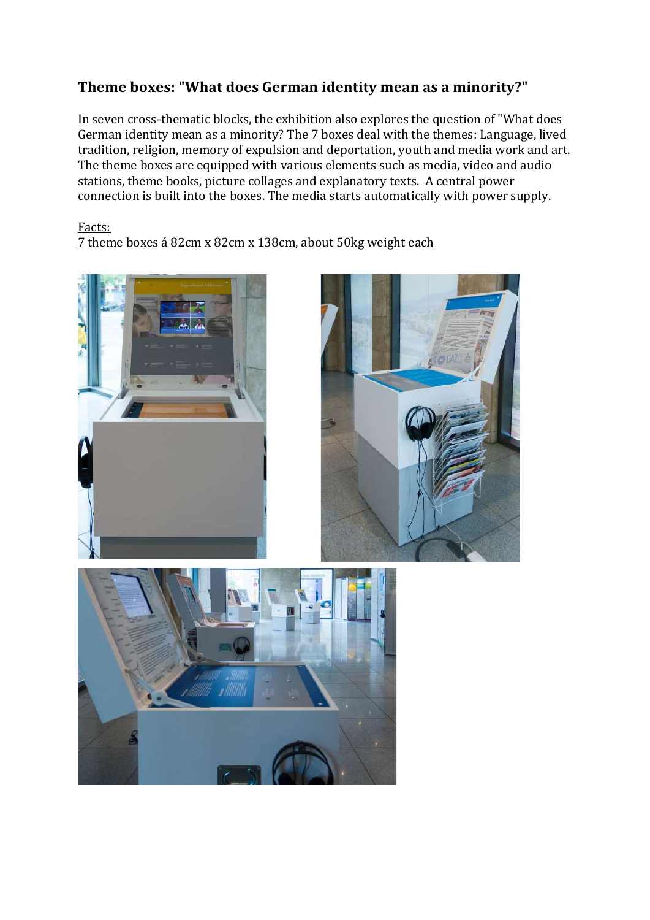## Theme boxes: "What does German identity mean as a minority?"

In seven cross-thematic blocks, the exhibition also explores the question of "What does German identity mean as a minority? The 7 boxes deal with the themes: Language, lived tradition, religion, memory of expulsion and deportation, youth and media work and art. The theme boxes are equipped with various elements such as media, video and audio stations, theme books, picture collages and explanatory texts. A central power connection is built into the boxes. The media starts automatically with power supply.

Facts:
7 theme boxes á 82cm x 82cm x 138cm, about 50kg weight each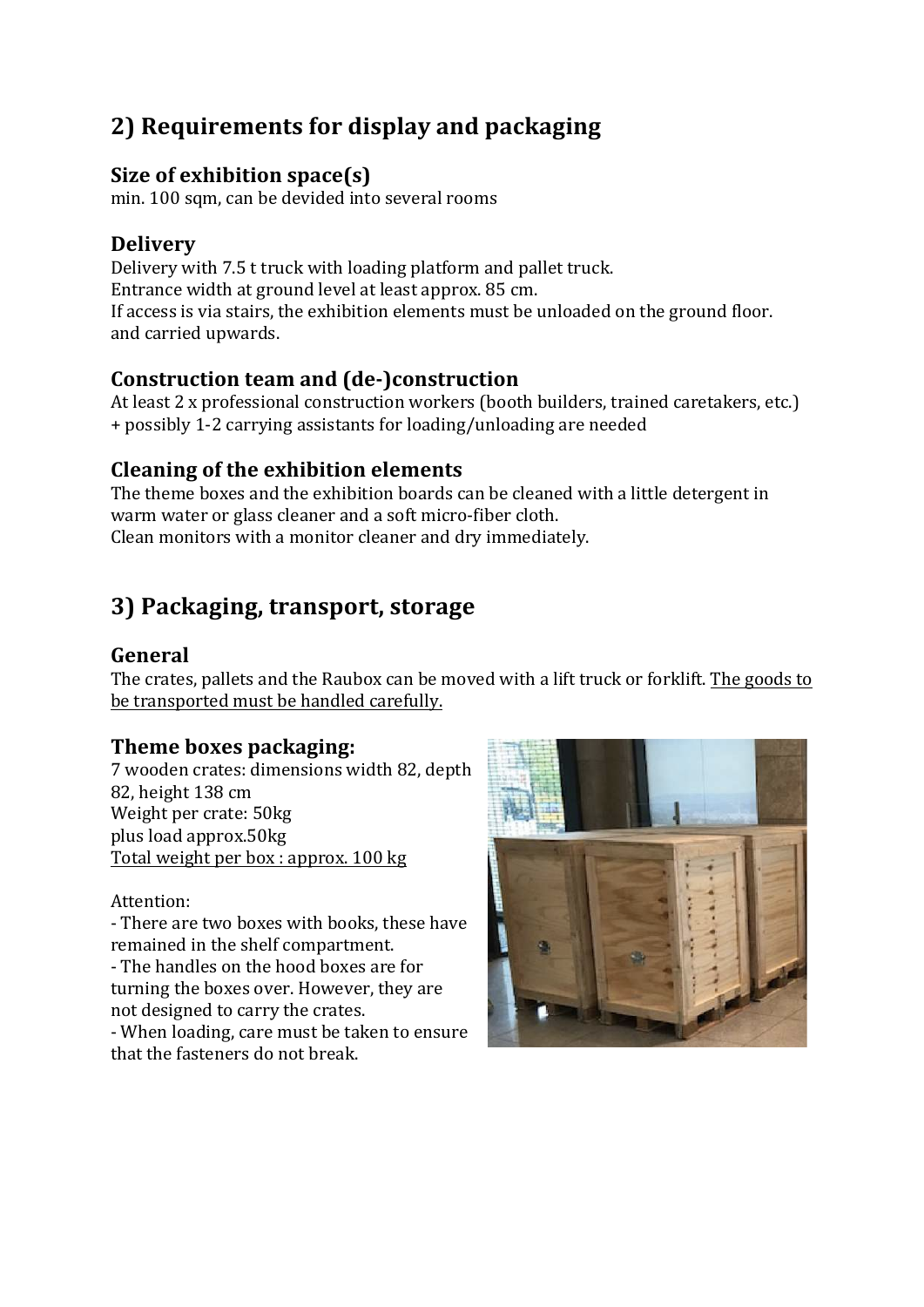## 2) Requirements for display and packaging

### Size of exhibition space(s)

min. 100 sqm, can be devided into several rooms

### Delivery

Delivery with 7.5 t truck with loading platform and pallet truck.
Entrance width at ground level at least approx. 85 cm.
If access is via stairs, the exhibition elements must be unloaded on the ground floor. and carried upwards.

### Construction team and (de-)construction

At least 2 x professional construction workers (booth builders, trained caretakers, etc.) + possibly 1-2 carrying assistants for loading/unloading are needed

### Cleaning of the exhibition elements

The theme boxes and the exhibition boards can be cleaned with a little detergent in warm water or glass cleaner and a soft micro-fiber cloth.
Clean monitors with a monitor cleaner and dry immediately.

## 3) Packaging, transport, storage

### General

The crates, pallets and the Raubox can be moved with a lift truck or forklift. The goods to be transported must be handled carefully.

### Theme boxes packaging:

7 wooden crates: dimensions width 82, depth 82, height 138 cm
Weight per crate: 50kg
plus load approx.50kg
Total weight per box : approx. 100 kg

Attention:

- There are two boxes with books, these have remained in the shelf compartment.
- The handles on the hood boxes are for turning the boxes over. However, they are not designed to carry the crates.
- When loading, care must be taken to ensure that the fasteners do not break.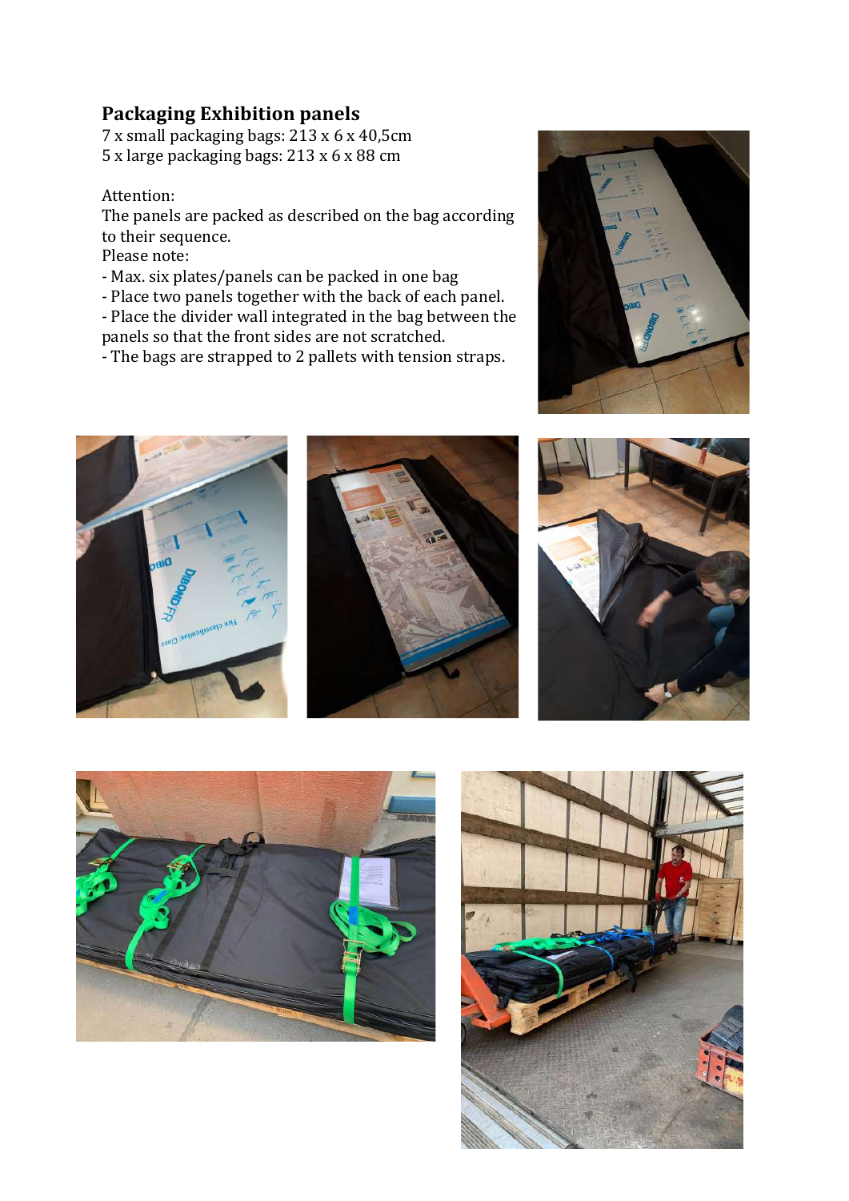## Packaging Exhibition panels

7 x small packaging bags: 213 x 6 x 40,5cm
5 x large packaging bags: 213 x 6 x 88 cm

Attention:
The panels are packed as described on the bag according to their sequence.
Please note:

- Max. six plates/panels can be packed in one bag
- Place two panels together with the back of each panel.
- Place the divider wall integrated in the bag between the panels so that the front sides are not scratched.
- The bags are strapped to 2 pallets with tension straps.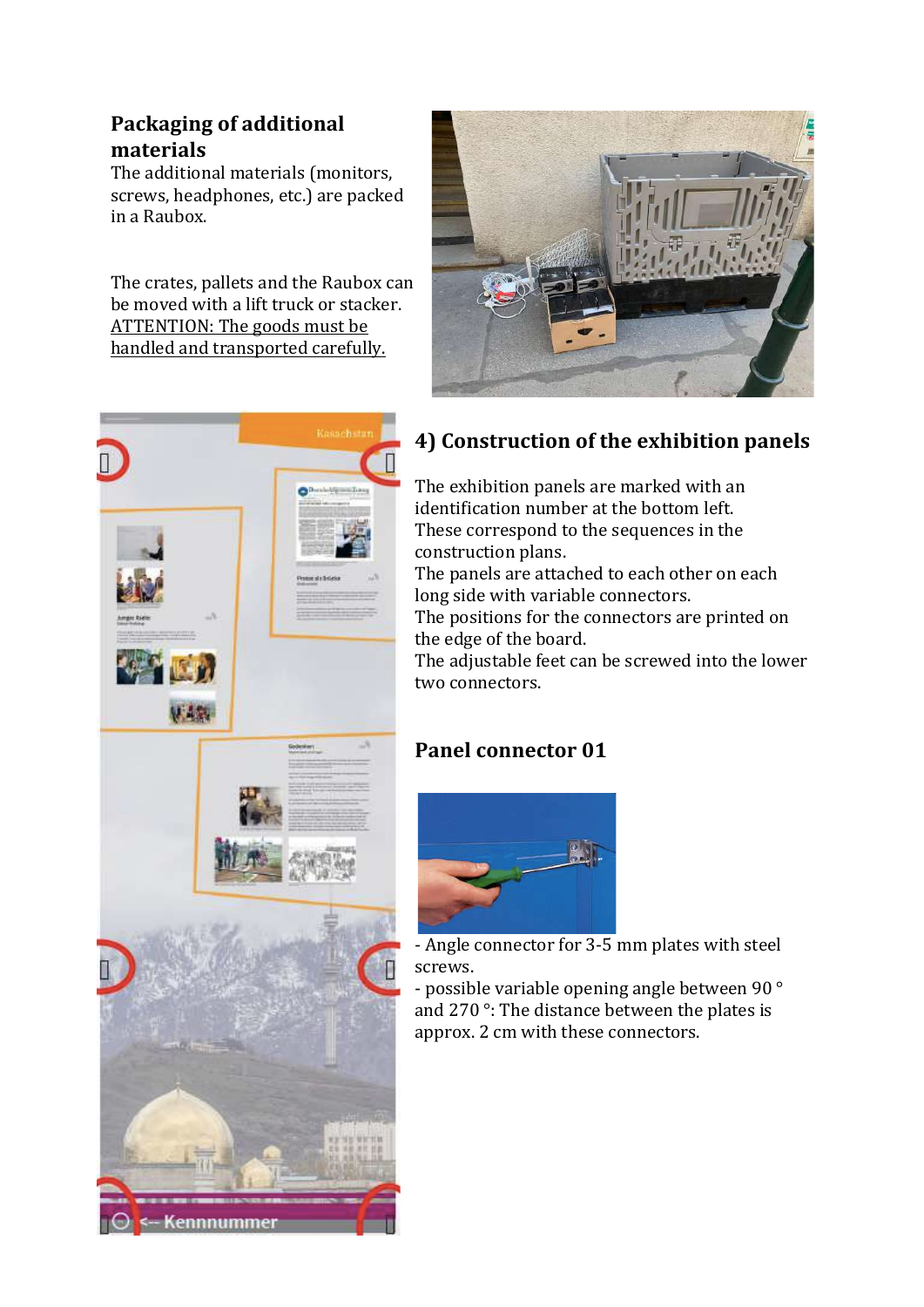## Packaging of additional materials

The additional materials (monitors, screws, headphones, etc.) are packed in a Raubox.

The crates, pallets and the Raubox can be moved with a lift truck or stacker. <u>ATTENTION: The goods must be handled and transported carefully.</u>

## 4) Construction of the exhibition panels

The exhibition panels are marked with an identification number at the bottom left.
These correspond to the sequences in the construction plans.
The panels are attached to each other on each long side with variable connectors.
The positions for the connectors are printed on the edge of the board.
The adjustable feet can be screwed into the lower two connectors.

## Panel connector 01

- Angle connector for 3-5 mm plates with steel screws.
- possible variable opening angle between 90 ° and 270 °: The distance between the plates is approx. 2 cm with these connectors.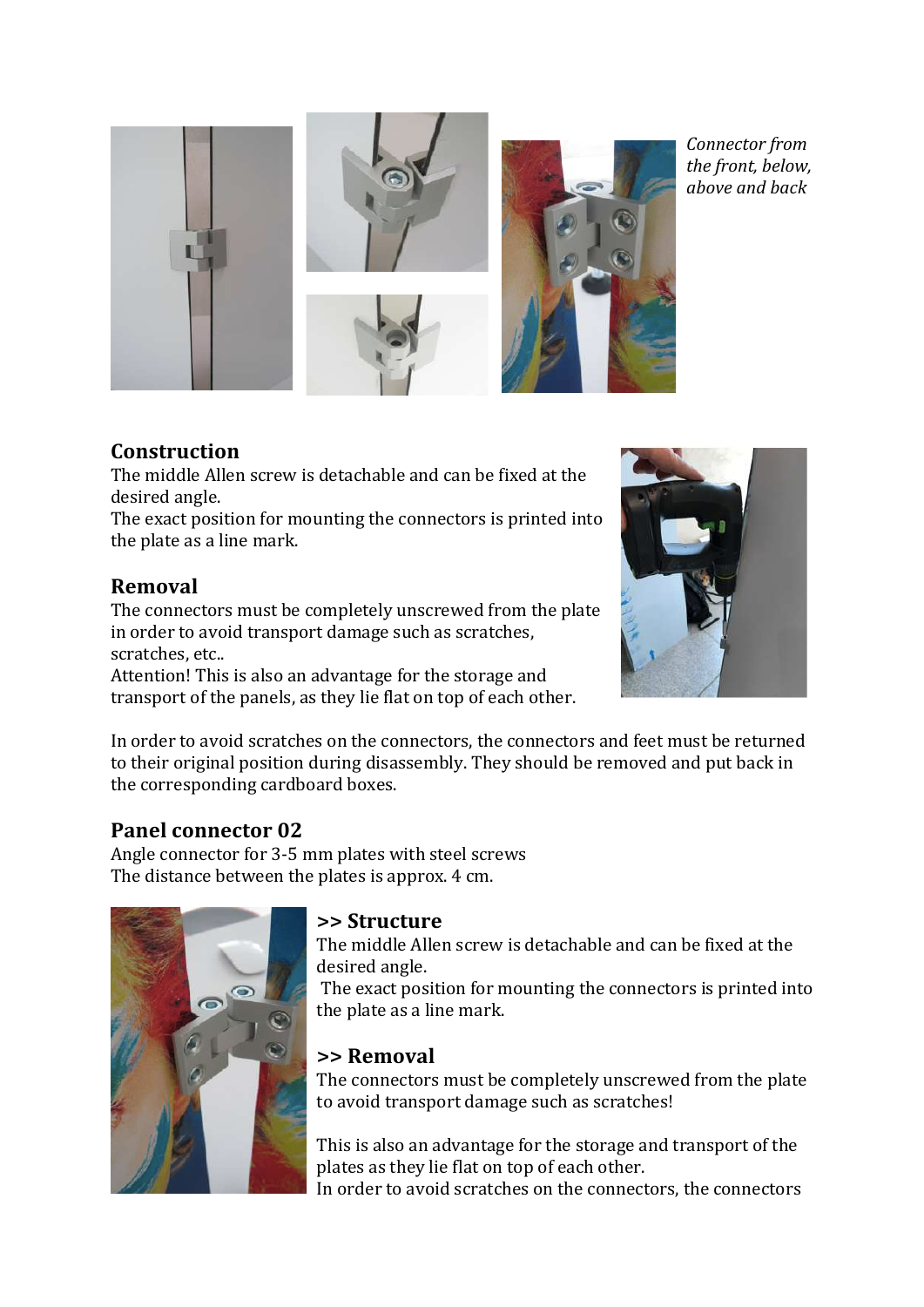*Connector from the front, below, above and back*

## Construction

The middle Allen screw is detachable and can be fixed at the desired angle.
The exact position for mounting the connectors is printed into the plate as a line mark.

## Removal

The connectors must be completely unscrewed from the plate in order to avoid transport damage such as scratches, scratches, etc..
Attention! This is also an advantage for the storage and transport of the panels, as they lie flat on top of each other.

In order to avoid scratches on the connectors, the connectors and feet must be returned to their original position during disassembly. They should be removed and put back in the corresponding cardboard boxes.

## Panel connector 02

Angle connector for 3-5 mm plates with steel screws
The distance between the plates is approx. 4 cm.

### >> Structure

The middle Allen screw is detachable and can be fixed at the desired angle.
The exact position for mounting the connectors is printed into the plate as a line mark.

### >> Removal

The connectors must be completely unscrewed from the plate to avoid transport damage such as scratches!

This is also an advantage for the storage and transport of the plates as they lie flat on top of each other.
In order to avoid scratches on the connectors, the connectors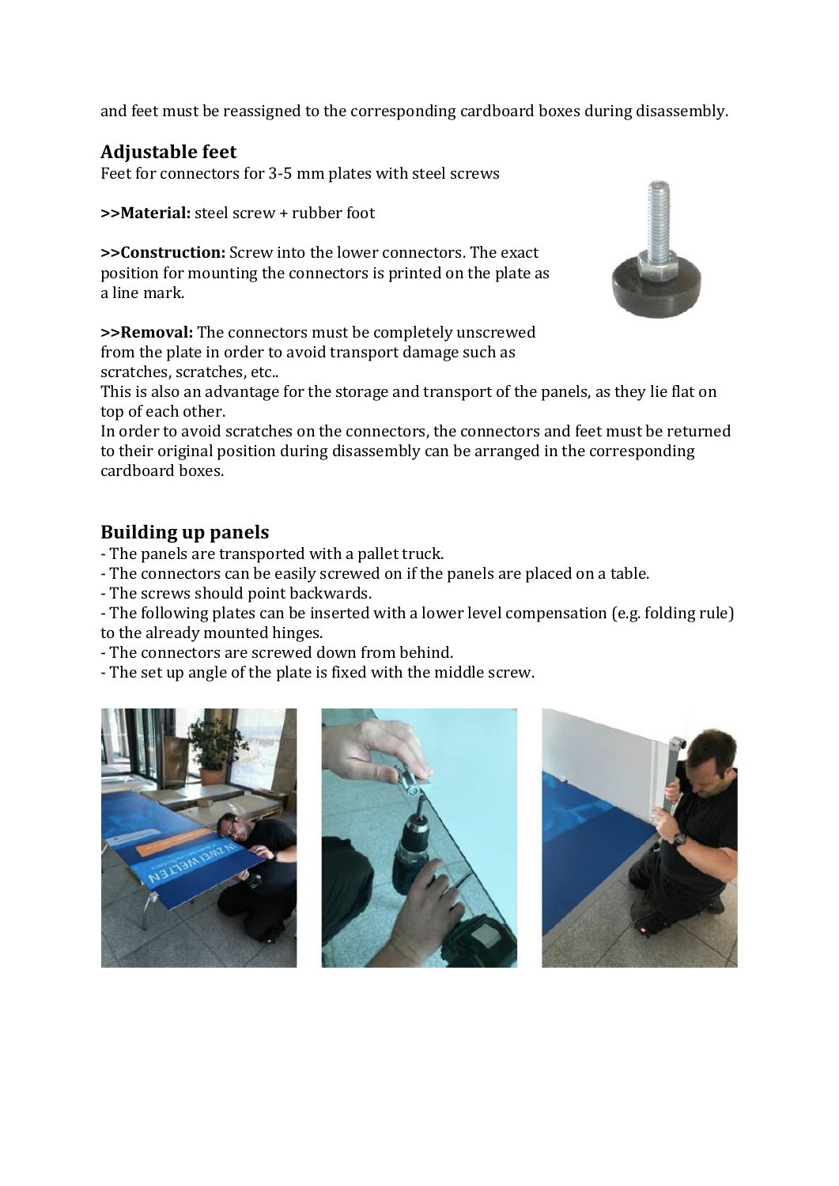and feet must be reassigned to the corresponding cardboard boxes during disassembly.

## Adjustable feet

Feet for connectors for 3-5 mm plates with steel screws

**>>Material:** steel screw + rubber foot

**>>Construction:** Screw into the lower connectors. The exact position for mounting the connectors is printed on the plate as a line mark.

**>>Removal:** The connectors must be completely unscrewed from the plate in order to avoid transport damage such as scratches, scratches, etc..
This is also an advantage for the storage and transport of the panels, as they lie flat on top of each other.
In order to avoid scratches on the connectors, the connectors and feet must be returned to their original position during disassembly can be arranged in the corresponding cardboard boxes.

## Building up panels

- The panels are transported with a pallet truck.
- The connectors can be easily screwed on if the panels are placed on a table.
- The screws should point backwards.
- The following plates can be inserted with a lower level compensation (e.g. folding rule) to the already mounted hinges.
- The connectors are screwed down from behind.
- The set up angle of the plate is fixed with the middle screw.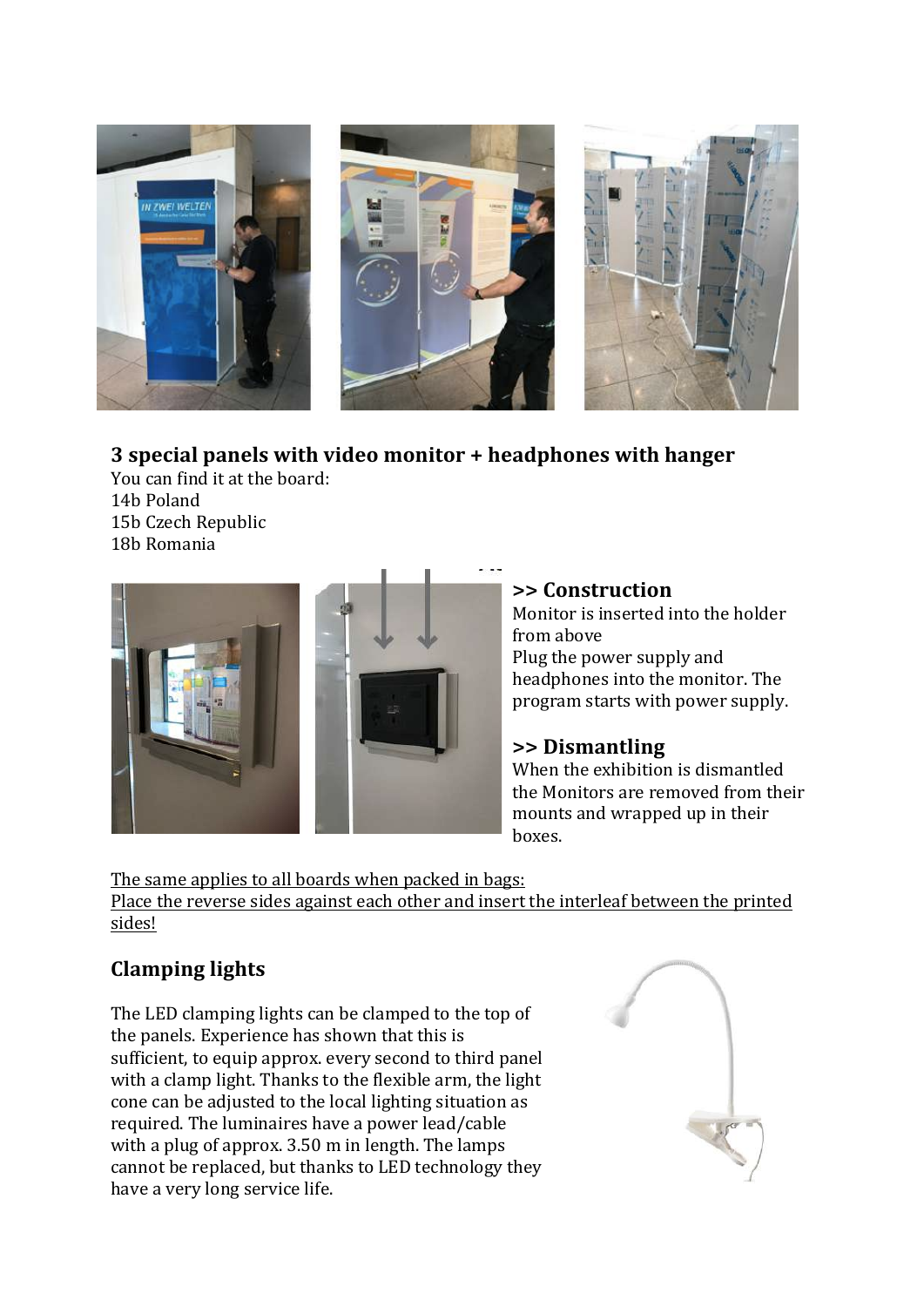## 3 special panels with video monitor + headphones with hanger

You can find it at the board:
14b Poland
15b Czech Republic
18b Romania

### >> Construction

Monitor is inserted into the holder from above
Plug the power supply and headphones into the monitor. The program starts with power supply.

### >> Dismantling

When the exhibition is dismantled the Monitors are removed from their mounts and wrapped up in their boxes.

<u>The same applies to all boards when packed in bags:
Place the reverse sides against each other and insert the interleaf between the printed sides!</u>

## Clamping lights

The LED clamping lights can be clamped to the top of the panels. Experience has shown that this is sufficient, to equip approx. every second to third panel with a clamp light. Thanks to the flexible arm, the light cone can be adjusted to the local lighting situation as required. The luminaires have a power lead/cable with a plug of approx. 3.50 m in length. The lamps cannot be replaced, but thanks to LED technology they have a very long service life.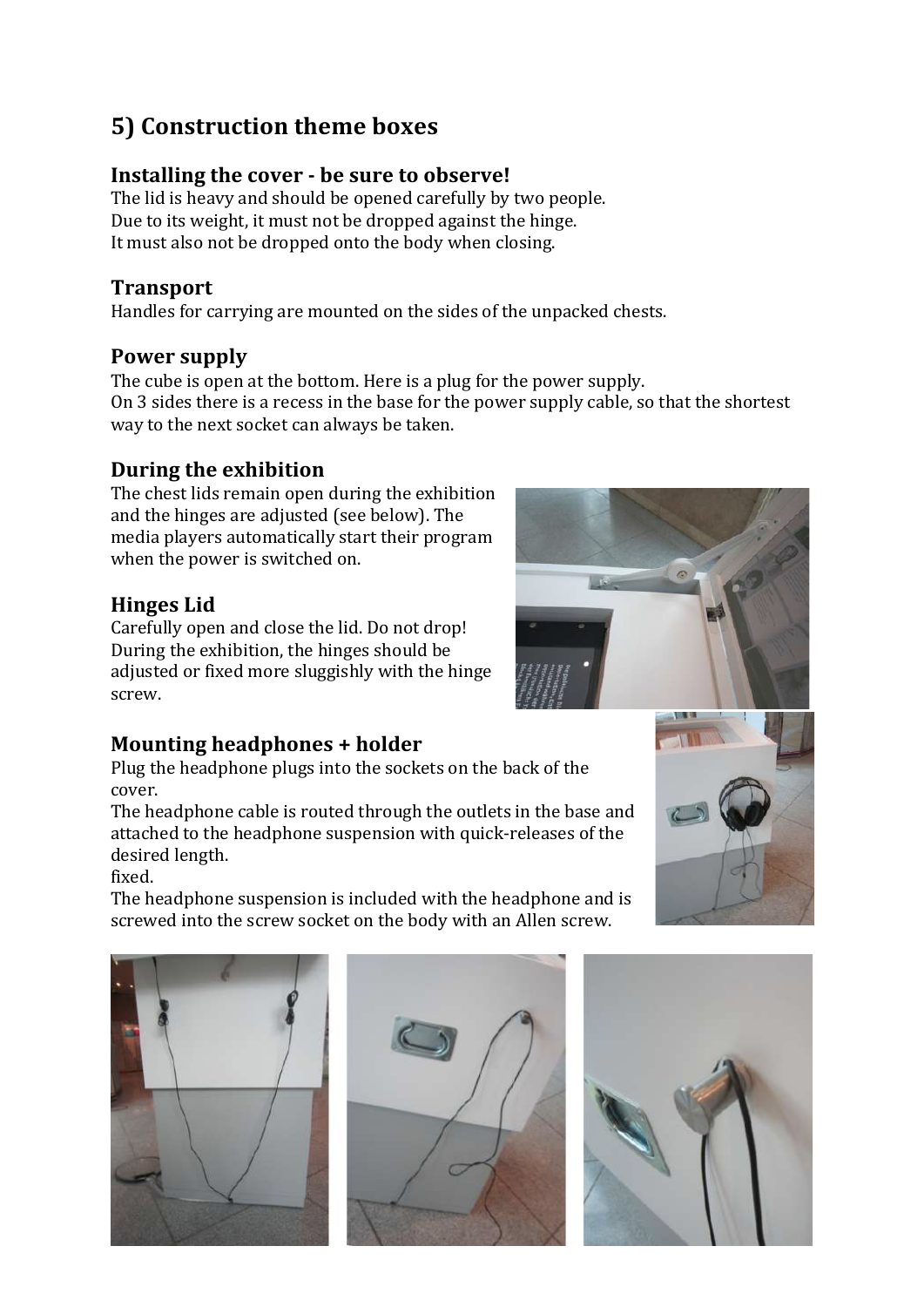## 5) Construction theme boxes

### Installing the cover - be sure to observe!

The lid is heavy and should be opened carefully by two people.
Due to its weight, it must not be dropped against the hinge.
It must also not be dropped onto the body when closing.

### Transport

Handles for carrying are mounted on the sides of the unpacked chests.

### Power supply

The cube is open at the bottom. Here is a plug for the power supply.
On 3 sides there is a recess in the base for the power supply cable, so that the shortest way to the next socket can always be taken.

### During the exhibition

The chest lids remain open during the exhibition and the hinges are adjusted (see below). The media players automatically start their program when the power is switched on.

### Hinges Lid

Carefully open and close the lid. Do not drop!
During the exhibition, the hinges should be adjusted or fixed more sluggishly with the hinge screw.

### Mounting headphones + holder

Plug the headphone plugs into the sockets on the back of the cover.
The headphone cable is routed through the outlets in the base and attached to the headphone suspension with quick-releases of the desired length.
fixed.
The headphone suspension is included with the headphone and is screwed into the screw socket on the body with an Allen screw.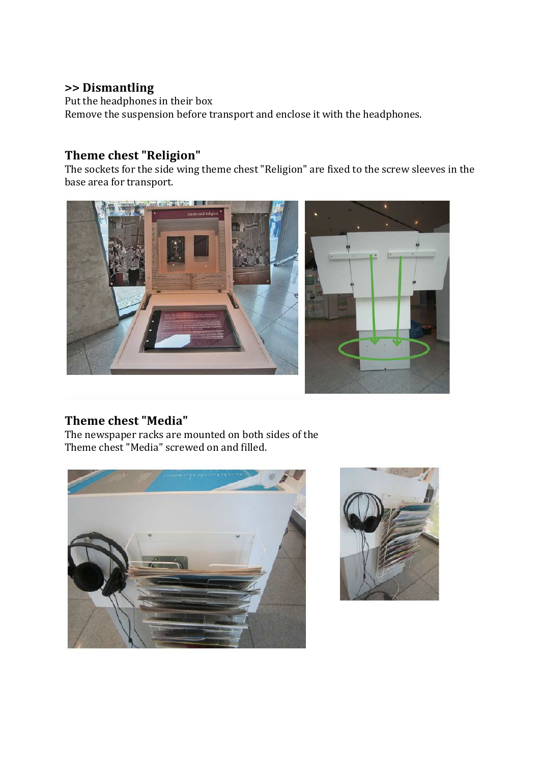### >> Dismantling

Put the headphones in their box
Remove the suspension before transport and enclose it with the headphones.

## Theme chest "Religion"

The sockets for the side wing theme chest "Religion" are fixed to the screw sleeves in the base area for transport.

## Theme chest "Media"

The newspaper racks are mounted on both sides of the Theme chest "Media" screwed on and filled.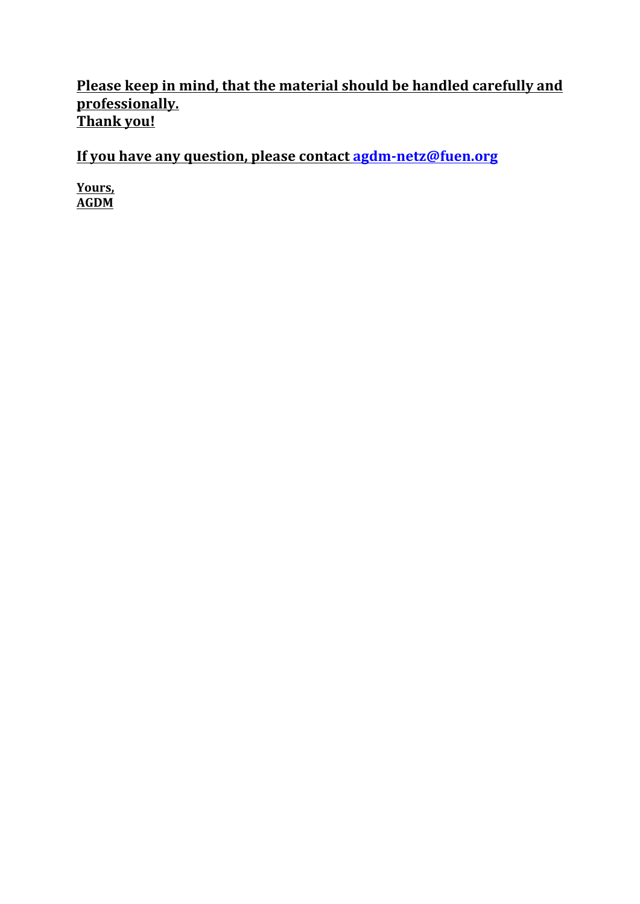**Please keep in mind, that the material should be handled carefully and professionally.**
**Thank you!**

**If you have any question, please contact agdm-netz@fuen.org**

**Yours,**
**AGDM**